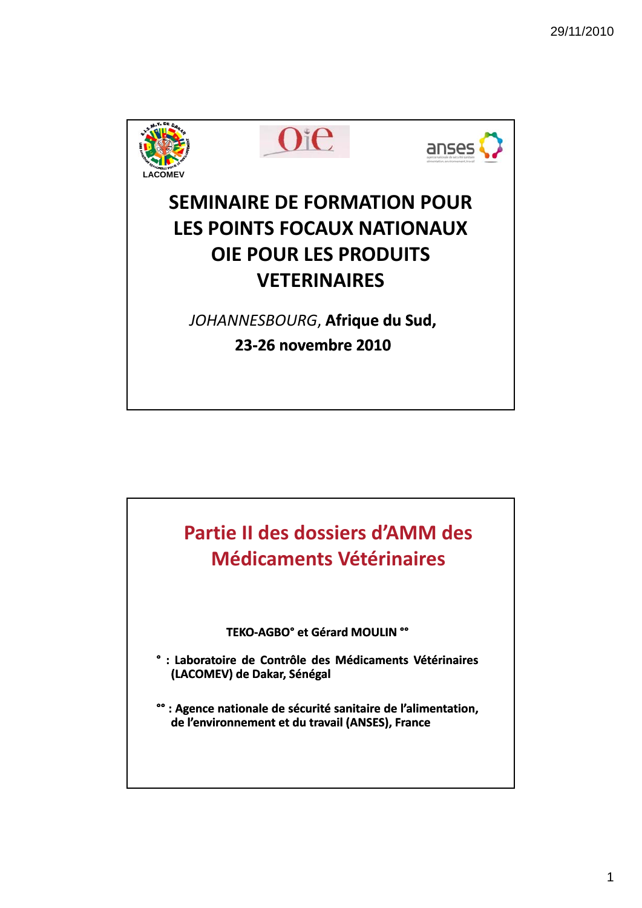LACOMEV

# SEMINAIRE DE FORMATION POUR LES POINTS FOCAUX NATIONAUX OIE POUR LES PRODUITS VETERINAIRES

*JOHANNESBOURG*, **Afrique du Sud,**

**23-26 novembre 2010**

## Partie II des dossiers d'AMM des Médicaments Vétérinaires

**TEKO-AGBO° et Gérard MOULIN °°**

**° : Laboratoire de Contrôle des Médicaments Vétérinaires (LACOMEV) de Dakar, Sénégal**

**°° : Agence nationale de sécurité sanitaire de l'alimentation, de l'environnement et du travail (ANSES), France**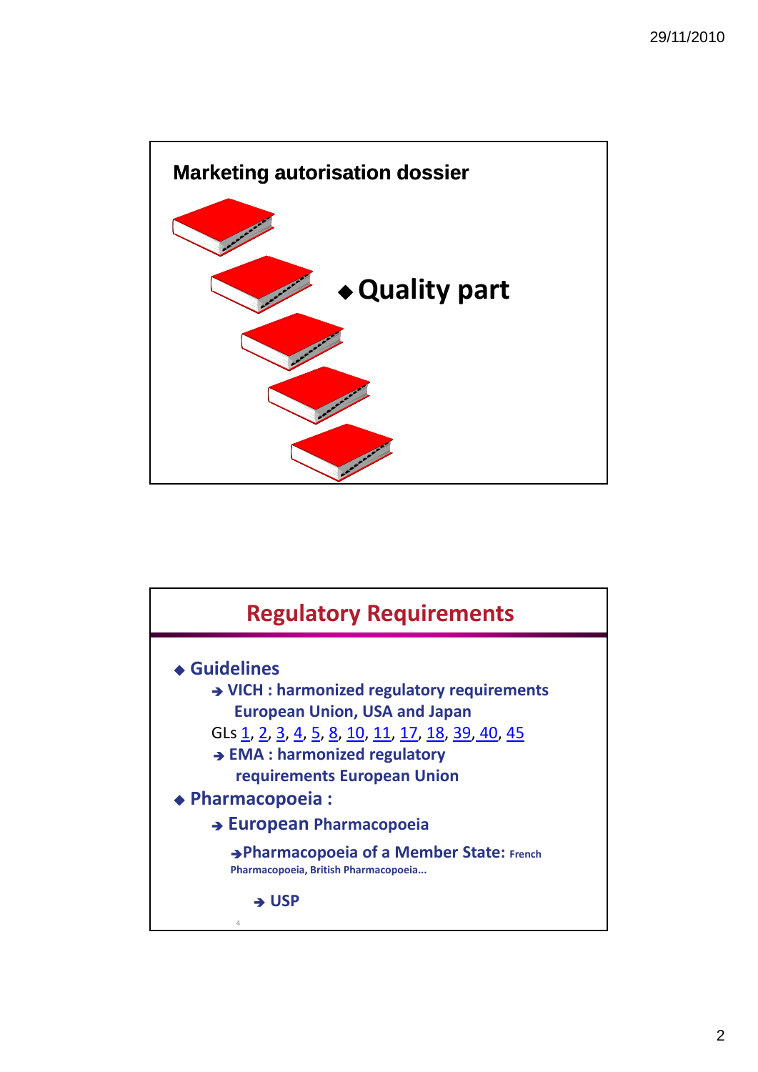## Marketing autorisation dossier

- Quality part

## Regulatory Requirements

- **Guidelines**
  - → **VICH : harmonized regulatory requirements European Union, USA and Japan**

    GLs 1, 2, 3, 4, 5, 8, 10, 11, 17, 18, 39, 40, 45
  - → **EMA : harmonized regulatory requirements European Union**
- **Pharmacopoeia :**
  - → **European Pharmacopoeia**
    - → **Pharmacopoeia of a Member State:** French Pharmacopoeia, British Pharmacopoeia…
      - → **USP**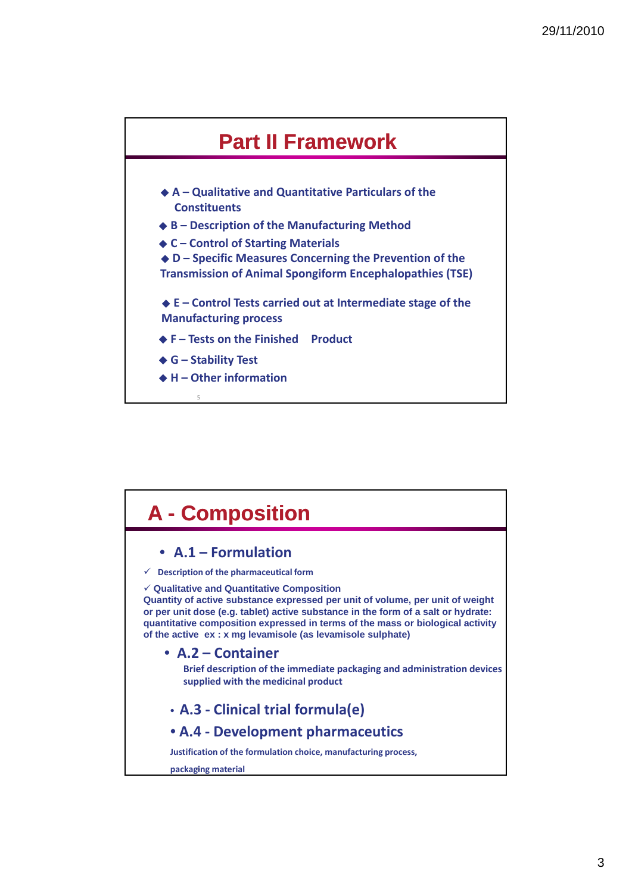# Part II Framework

- A – Qualitative and Quantitative Particulars of the Constituents
- B – Description of the Manufacturing Method
- C – Control of Starting Materials
- D – Specific Measures Concerning the Prevention of the Transmission of Animal Spongiform Encephalopathies (TSE)
- E – Control Tests carried out at Intermediate stage of the Manufacturing process
- F – Tests on the Finished Product
- G – Stability Test
- H – Other information

# A - Composition

- **A.1 – Formulation**

✓ Description of the pharmaceutical form

✓ Qualitative and Quantitative Composition
Quantity of active substance expressed per unit of volume, per unit of weight or per unit dose (e.g. tablet) active substance in the form of a salt or hydrate: quantitative composition expressed in terms of the mass or biological activity of the active ex : x mg levamisole (as levamisole sulphate)

- **A.2 – Container**

  Brief description of the immediate packaging and administration devices supplied with the medicinal product

- **A.3 - Clinical trial formula(e)**
- **A.4 - Development pharmaceutics**

  Justification of the formulation choice, manufacturing process, packaging material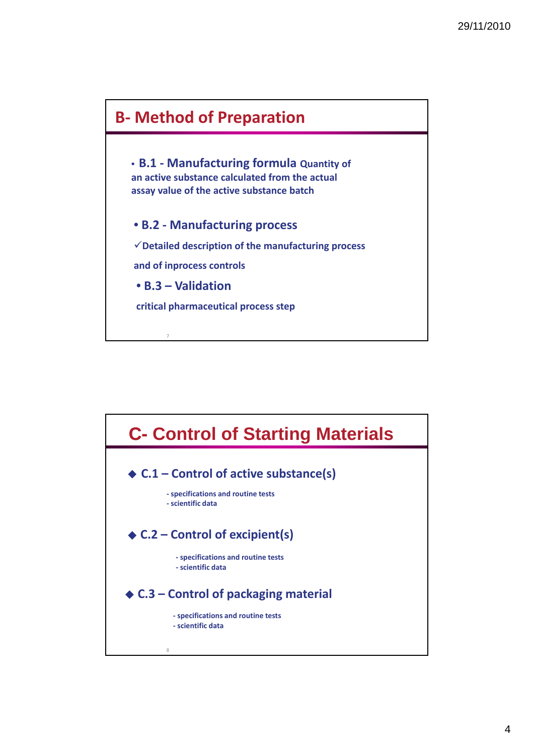## B- Method of Preparation

- **B.1 - Manufacturing formula** Quantity of an active substance calculated from the actual assay value of the active substance batch

- **B.2 - Manufacturing process**

  ✓Detailed description of the manufacturing process and of inprocess controls

- **B.3 – Validation**

  critical pharmaceutical process step

## C- Control of Starting Materials

- **C.1 – Control of active substance(s)**
  - specifications and routine tests
  - scientific data

- **C.2 – Control of excipient(s)**
  - specifications and routine tests
  - scientific data

- **C.3 – Control of packaging material**
  - specifications and routine tests
  - scientific data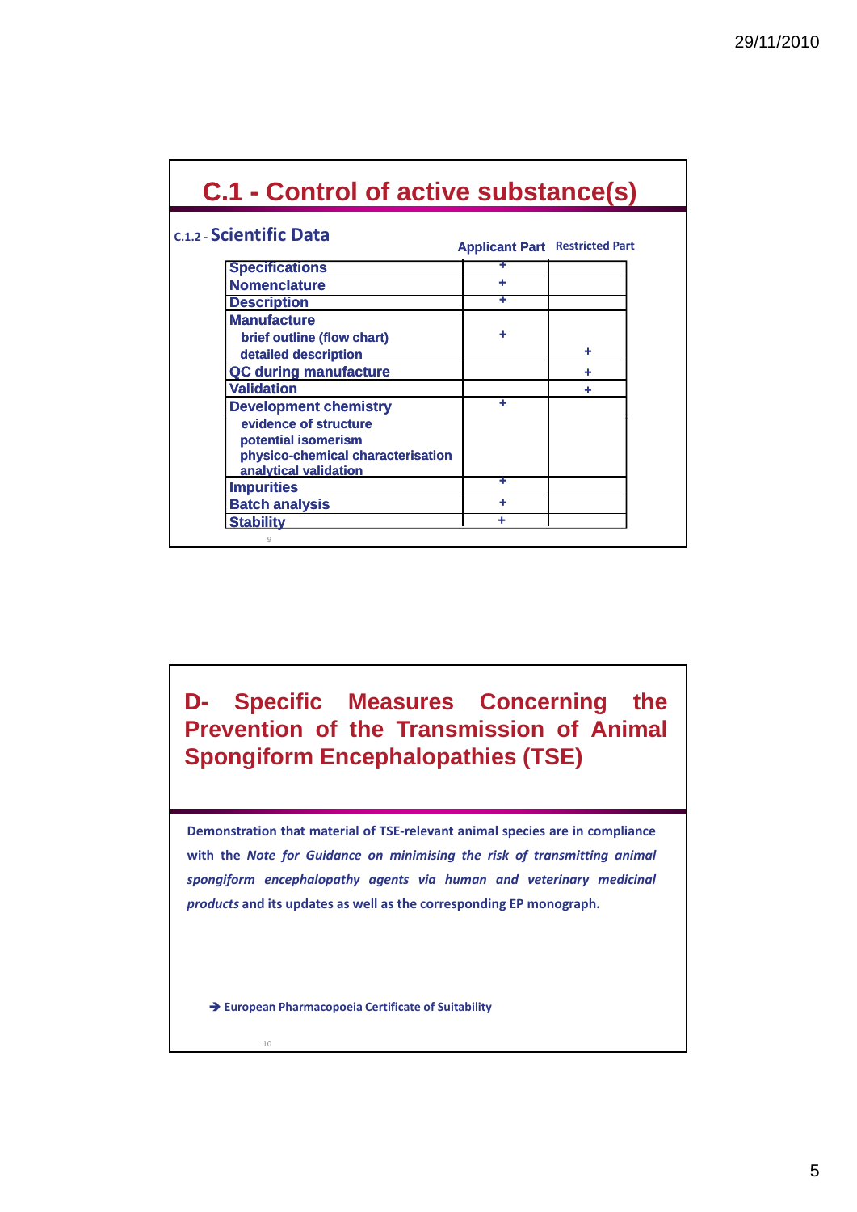# C.1 - Control of active substance(s)

### C.1.2 - Scientific Data

| | Applicant Part | Restricted Part |
|---|---|---|
| **Specifications** | + | |
| **Nomenclature** | + | |
| **Description** | + | |
| **Manufacture**<br>brief outline (flow chart)<br>detailed description | <br>+<br> | <br><br>+ |
| **QC during manufacture** | | + |
| **Validation** | | + |
| **Development chemistry**<br>evidence of structure<br>potential isomerism<br>physico-chemical characterisation<br>analytical validation | + | |
| **Impurities** | + | |
| **Batch analysis** | + | |
| **Stability** | + | |

# D- Specific Measures Concerning the Prevention of the Transmission of Animal Spongiform Encephalopathies (TSE)

**Demonstration that material of TSE-relevant animal species are in compliance with the *Note for Guidance on minimising the risk of transmitting animal spongiform encephalopathy agents via human and veterinary medicinal products* and its updates as well as the corresponding EP monograph.**

**→ European Pharmacopoeia Certificate of Suitability**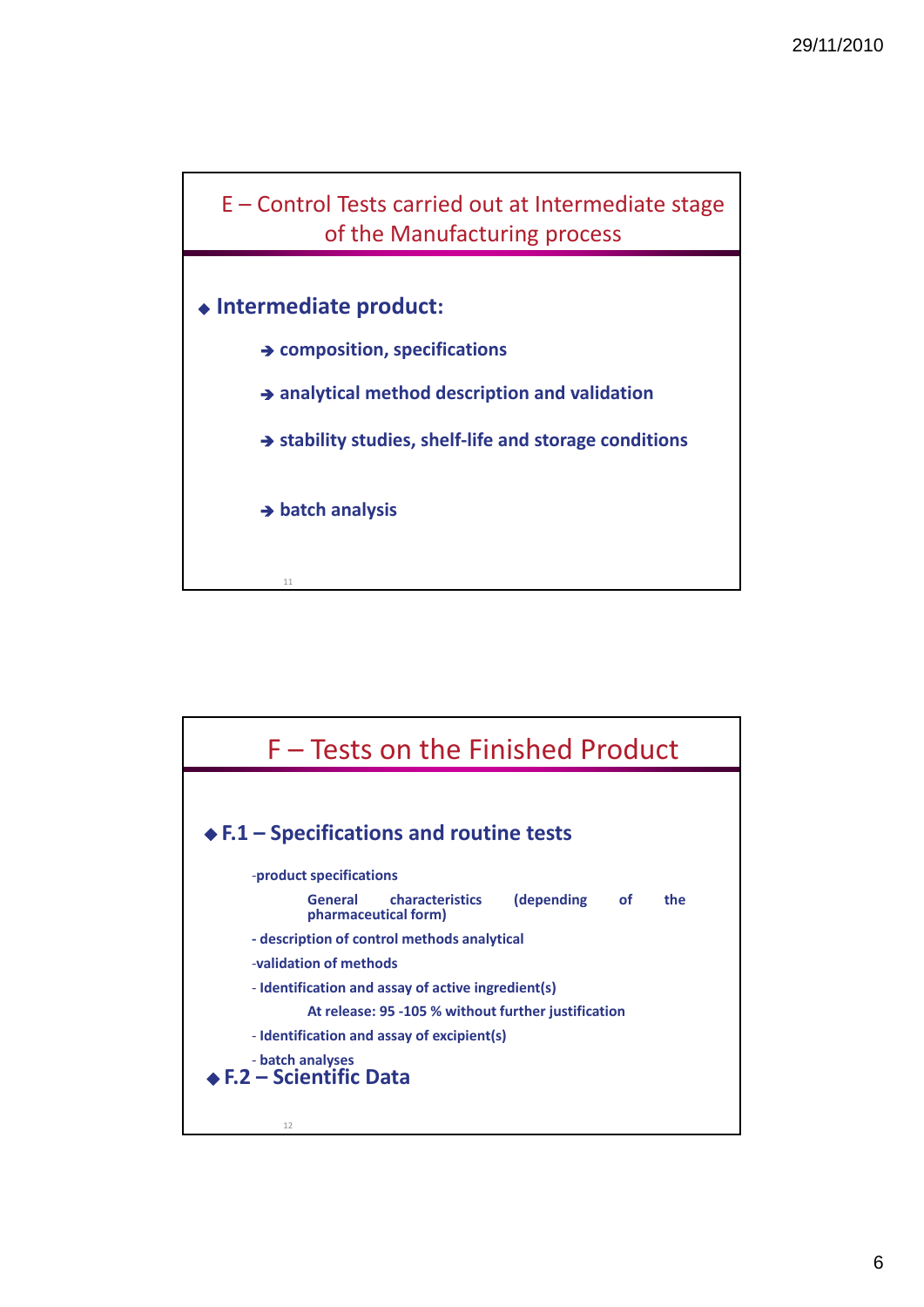## E – Control Tests carried out at Intermediate stage of the Manufacturing process

- **Intermediate product:**
  - ➔ **composition, specifications**
  - ➔ **analytical method description and validation**
  - ➔ **stability studies, shelf-life and storage conditions**
  - ➔ **batch analysis**

## F – Tests on the Finished Product

- **F.1 – Specifications and routine tests**

  **-product specifications**

  **General characteristics (depending of the pharmaceutical form)**

  **- description of control methods analytical**

  **-validation of methods**

  **- Identification and assay of active ingredient(s)**

  **At release: 95 -105 % without further justification**

  **- Identification and assay of excipient(s)**

  **- batch analyses**

- **F.2 – Scientific Data**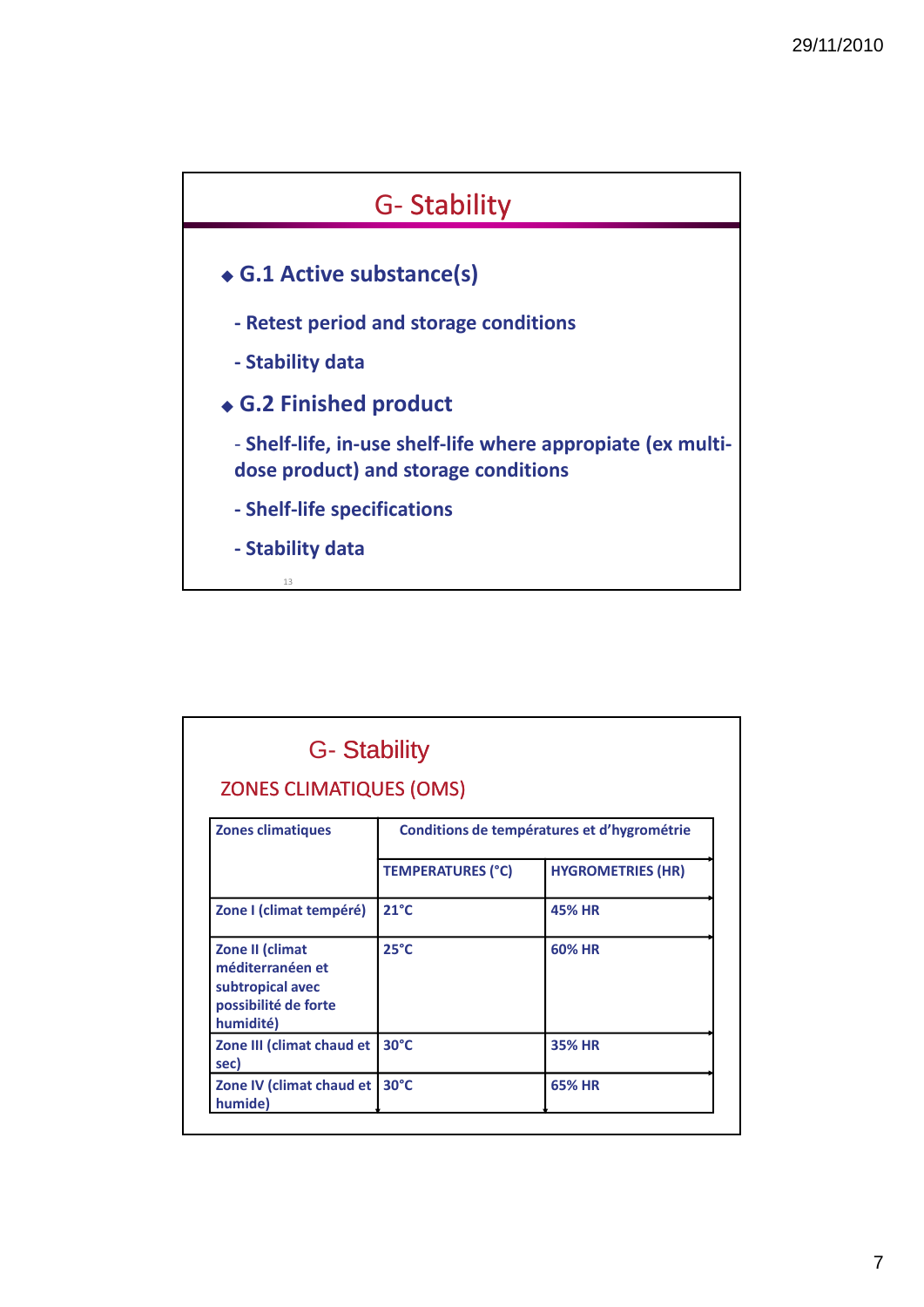# G- Stability

- **G.1 Active substance(s)**

  **- Retest period and storage conditions**

  **- Stability data**

- **G.2 Finished product**

  **- Shelf-life, in-use shelf-life where appropiate (ex multi-dose product) and storage conditions**

  **- Shelf-life specifications**

  **- Stability data**

# G- Stability

## ZONES CLIMATIQUES (OMS)

| Zones climatiques | Conditions de températures et d'hygrométrie | |
|---|---|---|
| | TEMPERATURES (°C) | HYGROMETRIES (HR) |
| Zone I (climat tempéré) | 21°C | 45% HR |
| Zone II (climat méditerranéen et subtropical avec possibilité de forte humidité) | 25°C | 60% HR |
| Zone III (climat chaud et sec) | 30°C | 35% HR |
| Zone IV (climat chaud et humide) | 30°C | 65% HR |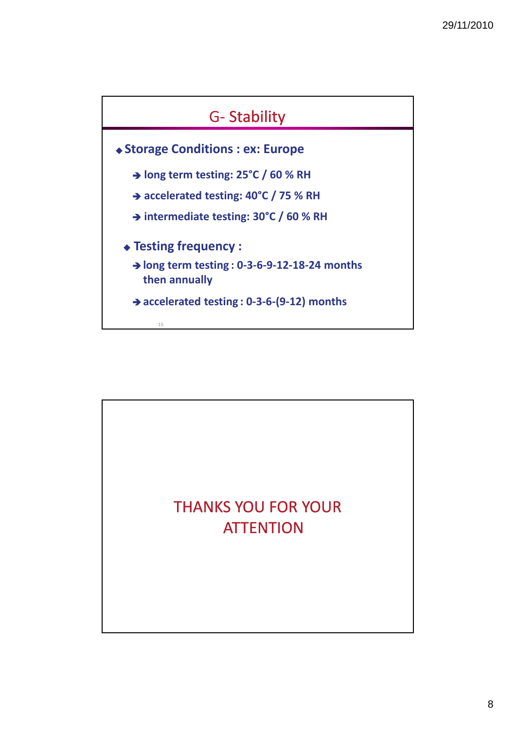## G- Stability

- **Storage Conditions : ex: Europe**
  - ➔ **long term testing: 25°C / 60 % RH**
  - ➔ **accelerated testing: 40°C / 75 % RH**
  - ➔ **intermediate testing: 30°C / 60 % RH**

- **Testing frequency :**
  - ➔ **long term testing : 0-3-6-9-12-18-24 months then annually**
  - ➔ **accelerated testing : 0-3-6-(9-12) months**

THANKS YOU FOR YOUR ATTENTION